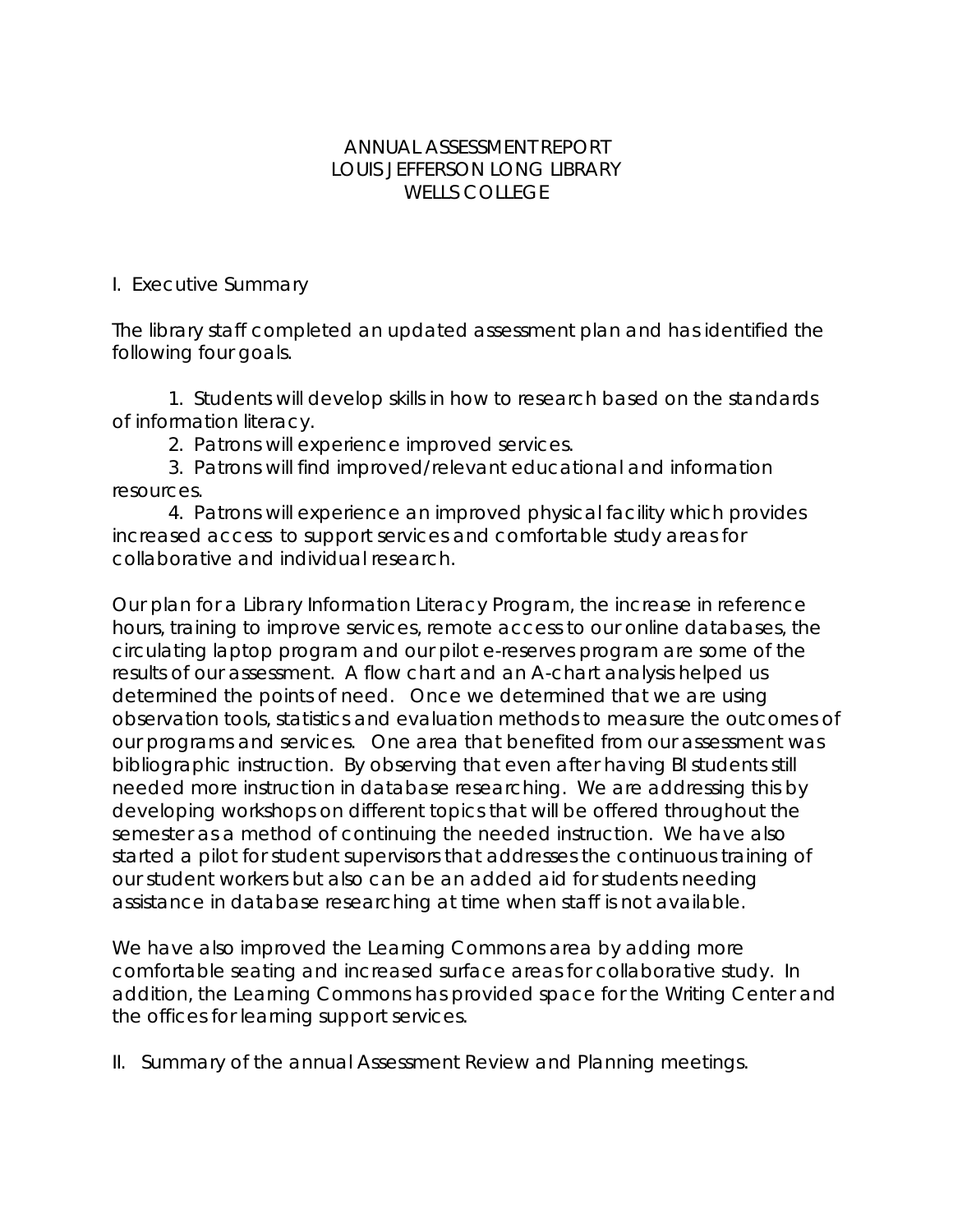# ANNUAL ASSESSMENT REPORT
# LOUIS JEFFERSON LONG LIBRARY
# WELLS COLLEGE

## I. Executive Summary

The library staff completed an updated assessment plan and has identified the following four goals.

1. Students will develop skills in how to research based on the standards of information literacy.
2. Patrons will experience improved services.
3. Patrons will find improved/relevant educational and information resources.
4. Patrons will experience an improved physical facility which provides increased access to support services and comfortable study areas for collaborative and individual research.

Our plan for a Library Information Literacy Program, the increase in reference hours, training to improve services, remote access to our online databases, the circulating laptop program and our pilot e-reserves program are some of the results of our assessment. A flow chart and an A-chart analysis helped us determined the points of need. Once we determined that we are using observation tools, statistics and evaluation methods to measure the outcomes of our programs and services. One area that benefited from our assessment was bibliographic instruction. By observing that even after having BI students still needed more instruction in database researching. We are addressing this by developing workshops on different topics that will be offered throughout the semester as a method of continuing the needed instruction. We have also started a pilot for student supervisors that addresses the continuous training of our student workers but also can be an added aid for students needing assistance in database researching at time when staff is not available.

We have also improved the Learning Commons area by adding more comfortable seating and increased surface areas for collaborative study. In addition, the Learning Commons has provided space for the Writing Center and the offices for learning support services.

## II. Summary of the annual Assessment Review and Planning meetings.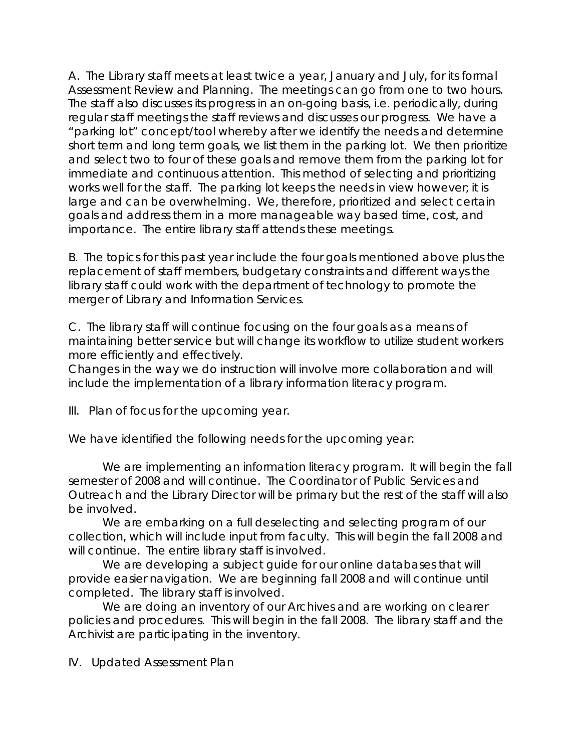A. The Library staff meets at least twice a year, January and July, for its formal Assessment Review and Planning. The meetings can go from one to two hours. The staff also discusses its progress in an on-going basis, i.e. periodically, during regular staff meetings the staff reviews and discusses our progress. We have a "parking lot" concept/tool whereby after we identify the needs and determine short term and long term goals, we list them in the parking lot. We then prioritize and select two to four of these goals and remove them from the parking lot for immediate and continuous attention. This method of selecting and prioritizing works well for the staff. The parking lot keeps the needs in view however; it is large and can be overwhelming. We, therefore, prioritized and select certain goals and address them in a more manageable way based time, cost, and importance. The entire library staff attends these meetings.

B. The topics for this past year include the four goals mentioned above plus the replacement of staff members, budgetary constraints and different ways the library staff could work with the department of technology to promote the merger of Library and Information Services.

C. The library staff will continue focusing on the four goals as a means of maintaining better service but will change its workflow to utilize student workers more efficiently and effectively.
Changes in the way we do instruction will involve more collaboration and will include the implementation of a library information literacy program.

III. Plan of focus for the upcoming year.

We have identified the following needs for the upcoming year:

We are implementing an information literacy program. It will begin the fall semester of 2008 and will continue. The Coordinator of Public Services and Outreach and the Library Director will be primary but the rest of the staff will also be involved.

We are embarking on a full deselecting and selecting program of our collection, which will include input from faculty. This will begin the fall 2008 and will continue. The entire library staff is involved.

We are developing a subject guide for our online databases that will provide easier navigation. We are beginning fall 2008 and will continue until completed. The library staff is involved.

We are doing an inventory of our Archives and are working on clearer policies and procedures. This will begin in the fall 2008. The library staff and the Archivist are participating in the inventory.

IV. Updated Assessment Plan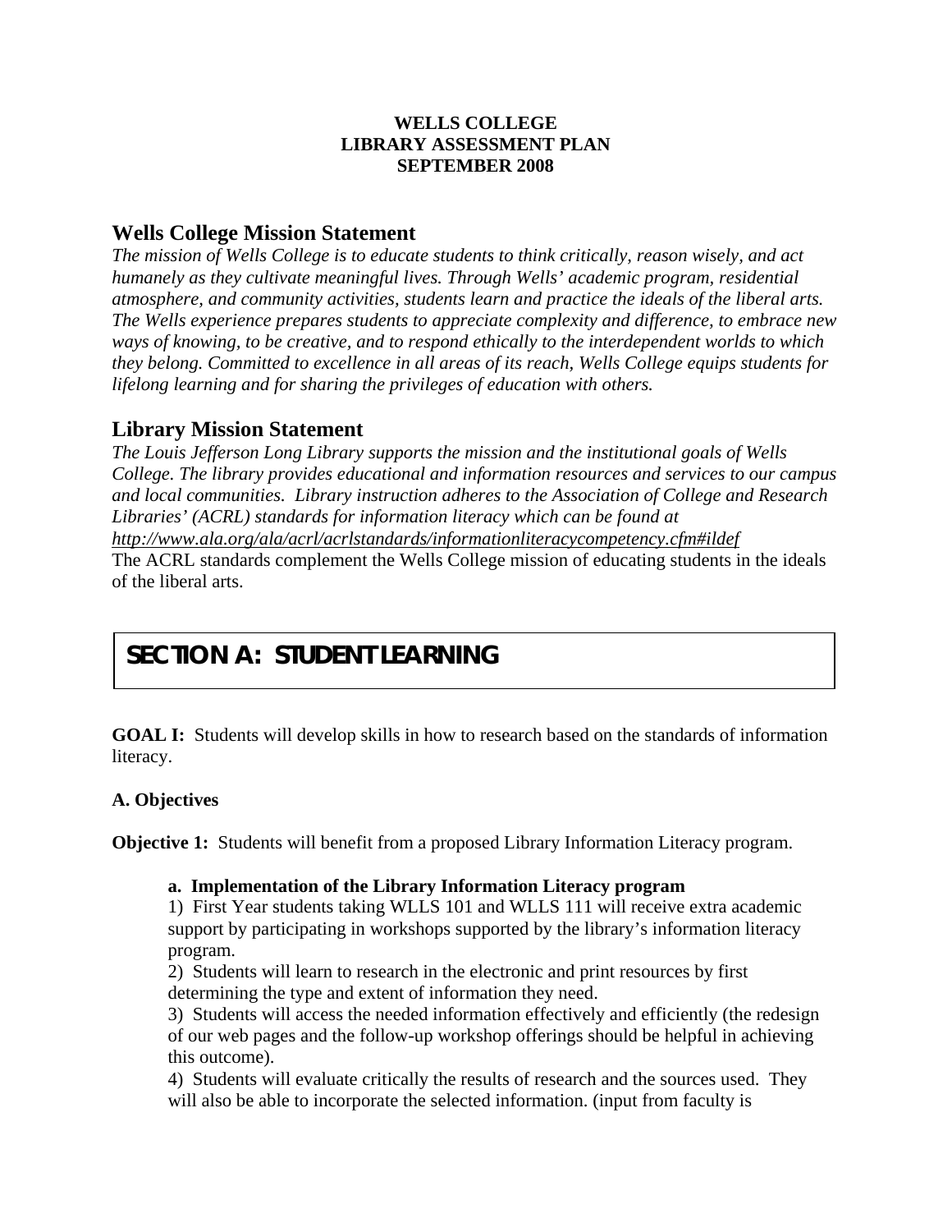**WELLS COLLEGE**
**LIBRARY ASSESSMENT PLAN**
**SEPTEMBER 2008**

## Wells College Mission Statement

*The mission of Wells College is to educate students to think critically, reason wisely, and act humanely as they cultivate meaningful lives. Through Wells' academic program, residential atmosphere, and community activities, students learn and practice the ideals of the liberal arts. The Wells experience prepares students to appreciate complexity and difference, to embrace new ways of knowing, to be creative, and to respond ethically to the interdependent worlds to which they belong. Committed to excellence in all areas of its reach, Wells College equips students for lifelong learning and for sharing the privileges of education with others.*

## Library Mission Statement

*The Louis Jefferson Long Library supports the mission and the institutional goals of Wells College. The library provides educational and information resources and services to our campus and local communities. Library instruction adheres to the Association of College and Research Libraries' (ACRL) standards for information literacy which can be found at* *http://www.ala.org/ala/acrl/acrlstandards/informationliteracycompetency.cfm#ildef*
The ACRL standards complement the Wells College mission of educating students in the ideals of the liberal arts.

# SECTION A: STUDENT LEARNING

**GOAL I:** Students will develop skills in how to research based on the standards of information literacy.

**A. Objectives**

**Objective 1:** Students will benefit from a proposed Library Information Literacy program.

**a. Implementation of the Library Information Literacy program**

1) First Year students taking WLLS 101 and WLLS 111 will receive extra academic support by participating in workshops supported by the library's information literacy program.

2) Students will learn to research in the electronic and print resources by first determining the type and extent of information they need.

3) Students will access the needed information effectively and efficiently (the redesign of our web pages and the follow-up workshop offerings should be helpful in achieving this outcome).

4) Students will evaluate critically the results of research and the sources used. They will also be able to incorporate the selected information. (input from faculty is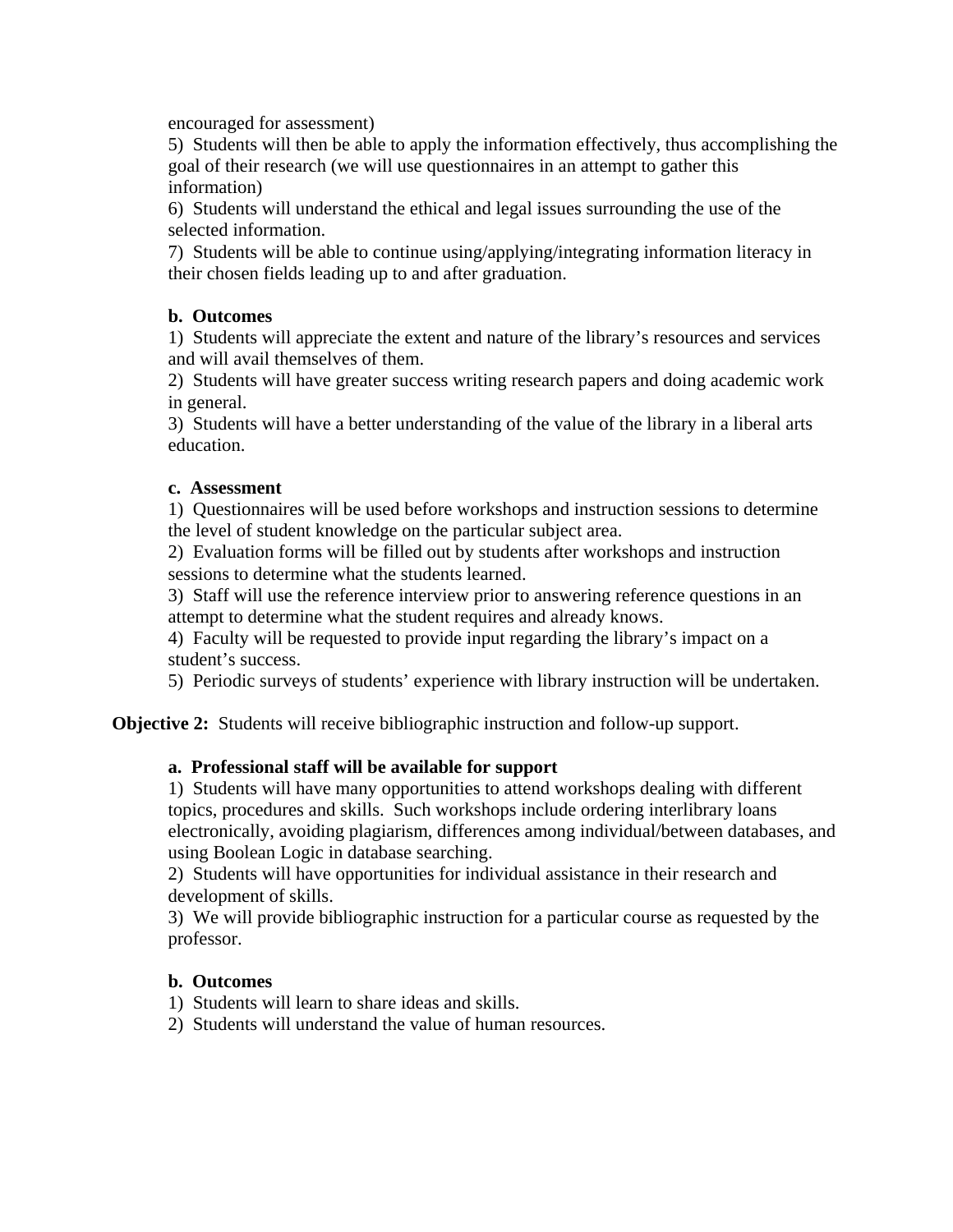encouraged for assessment)

5) Students will then be able to apply the information effectively, thus accomplishing the goal of their research (we will use questionnaires in an attempt to gather this information)

6) Students will understand the ethical and legal issues surrounding the use of the selected information.

7) Students will be able to continue using/applying/integrating information literacy in their chosen fields leading up to and after graduation.

**b. Outcomes**

1) Students will appreciate the extent and nature of the library's resources and services and will avail themselves of them.

2) Students will have greater success writing research papers and doing academic work in general.

3) Students will have a better understanding of the value of the library in a liberal arts education.

**c. Assessment**

1) Questionnaires will be used before workshops and instruction sessions to determine the level of student knowledge on the particular subject area.

2) Evaluation forms will be filled out by students after workshops and instruction sessions to determine what the students learned.

3) Staff will use the reference interview prior to answering reference questions in an attempt to determine what the student requires and already knows.

4) Faculty will be requested to provide input regarding the library's impact on a student's success.

5) Periodic surveys of students' experience with library instruction will be undertaken.

**Objective 2:** Students will receive bibliographic instruction and follow-up support.

**a. Professional staff will be available for support**

1) Students will have many opportunities to attend workshops dealing with different topics, procedures and skills. Such workshops include ordering interlibrary loans electronically, avoiding plagiarism, differences among individual/between databases, and using Boolean Logic in database searching.

2) Students will have opportunities for individual assistance in their research and development of skills.

3) We will provide bibliographic instruction for a particular course as requested by the professor.

**b. Outcomes**

1) Students will learn to share ideas and skills.

2) Students will understand the value of human resources.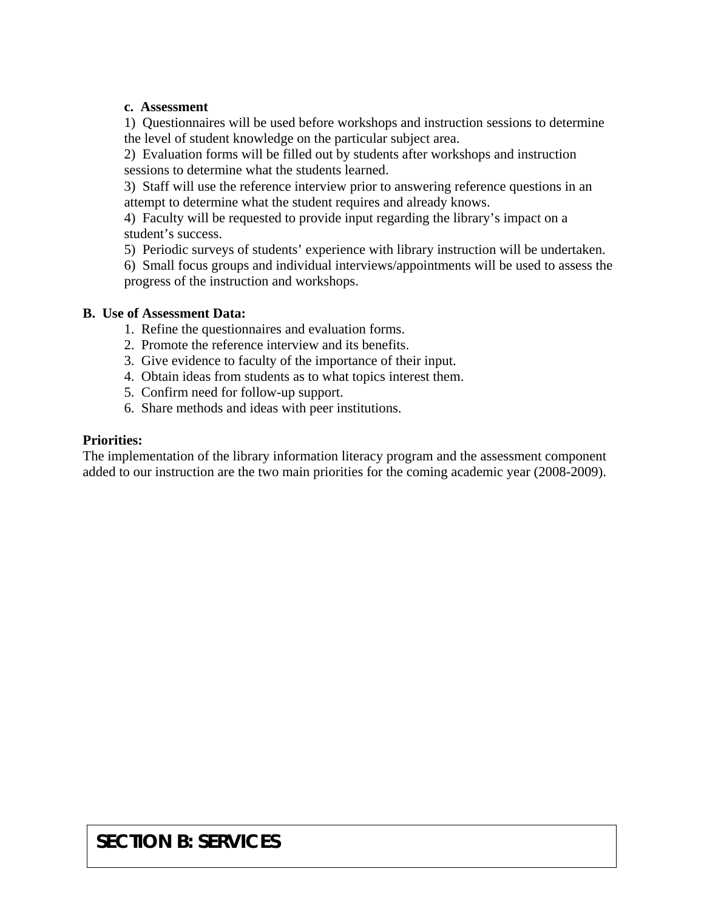**c. Assessment**

1) Questionnaires will be used before workshops and instruction sessions to determine the level of student knowledge on the particular subject area.

2) Evaluation forms will be filled out by students after workshops and instruction sessions to determine what the students learned.

3) Staff will use the reference interview prior to answering reference questions in an attempt to determine what the student requires and already knows.

4) Faculty will be requested to provide input regarding the library's impact on a student's success.

5) Periodic surveys of students' experience with library instruction will be undertaken.

6) Small focus groups and individual interviews/appointments will be used to assess the progress of the instruction and workshops.

**B. Use of Assessment Data:**

1. Refine the questionnaires and evaluation forms.
2. Promote the reference interview and its benefits.
3. Give evidence to faculty of the importance of their input.
4. Obtain ideas from students as to what topics interest them.
5. Confirm need for follow-up support.
6. Share methods and ideas with peer institutions.

**Priorities:**

The implementation of the library information literacy program and the assessment component added to our instruction are the two main priorities for the coming academic year (2008-2009).

# SECTION B: SERVICES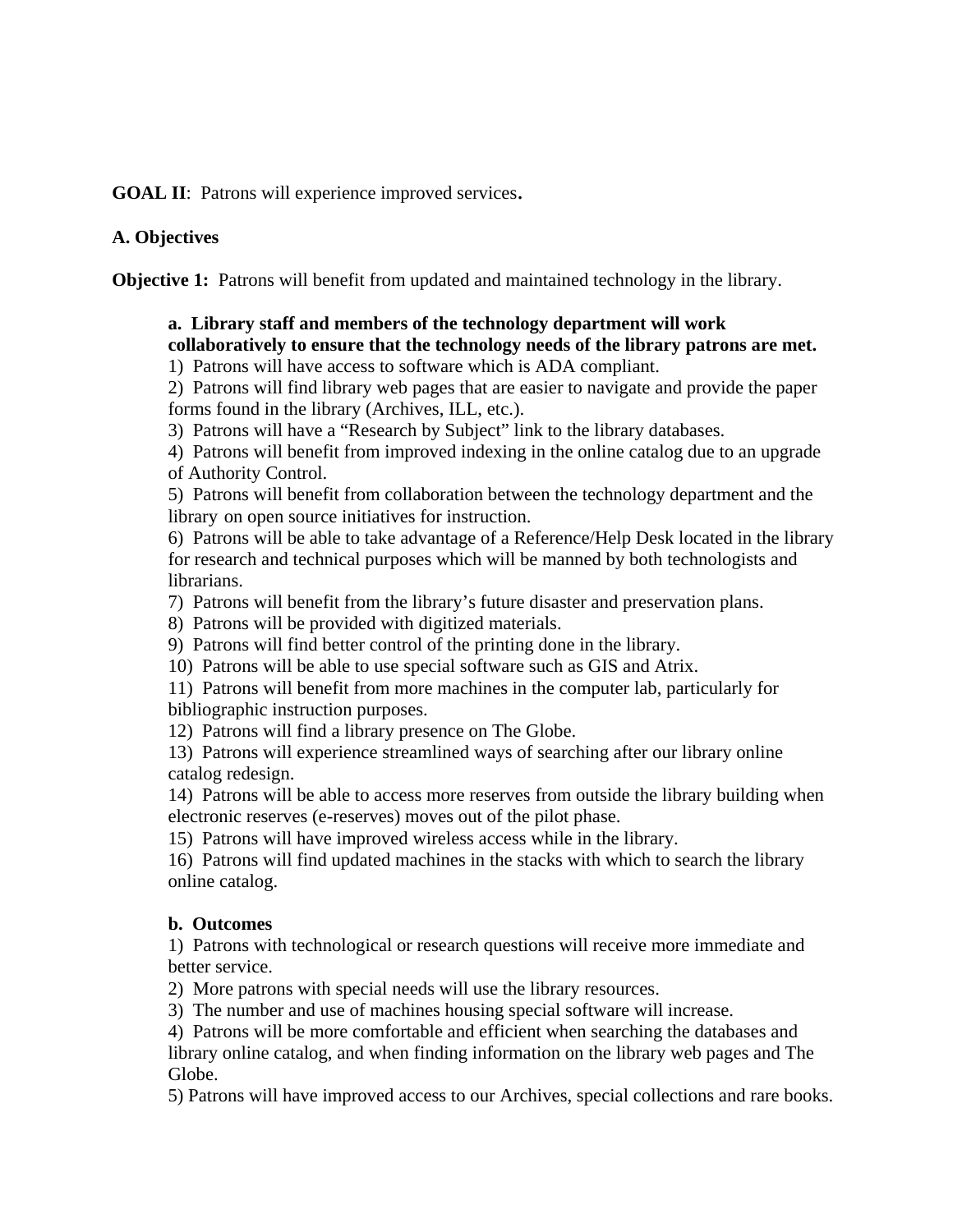**GOAL II**: Patrons will experience improved services**.**

**A. Objectives**

**Objective 1:** Patrons will benefit from updated and maintained technology in the library.

**a. Library staff and members of the technology department will work collaboratively to ensure that the technology needs of the library patrons are met.**

1) Patrons will have access to software which is ADA compliant.
2) Patrons will find library web pages that are easier to navigate and provide the paper forms found in the library (Archives, ILL, etc.).
3) Patrons will have a "Research by Subject" link to the library databases.
4) Patrons will benefit from improved indexing in the online catalog due to an upgrade of Authority Control.
5) Patrons will benefit from collaboration between the technology department and the library on open source initiatives for instruction.
6) Patrons will be able to take advantage of a Reference/Help Desk located in the library for research and technical purposes which will be manned by both technologists and librarians.
7) Patrons will benefit from the library's future disaster and preservation plans.
8) Patrons will be provided with digitized materials.
9) Patrons will find better control of the printing done in the library.
10) Patrons will be able to use special software such as GIS and Atrix.
11) Patrons will benefit from more machines in the computer lab, particularly for bibliographic instruction purposes.
12) Patrons will find a library presence on The Globe.
13) Patrons will experience streamlined ways of searching after our library online catalog redesign.
14) Patrons will be able to access more reserves from outside the library building when electronic reserves (e-reserves) moves out of the pilot phase.
15) Patrons will have improved wireless access while in the library.
16) Patrons will find updated machines in the stacks with which to search the library online catalog.

**b. Outcomes**

1) Patrons with technological or research questions will receive more immediate and better service.
2) More patrons with special needs will use the library resources.
3) The number and use of machines housing special software will increase.
4) Patrons will be more comfortable and efficient when searching the databases and library online catalog, and when finding information on the library web pages and The Globe.
5) Patrons will have improved access to our Archives, special collections and rare books.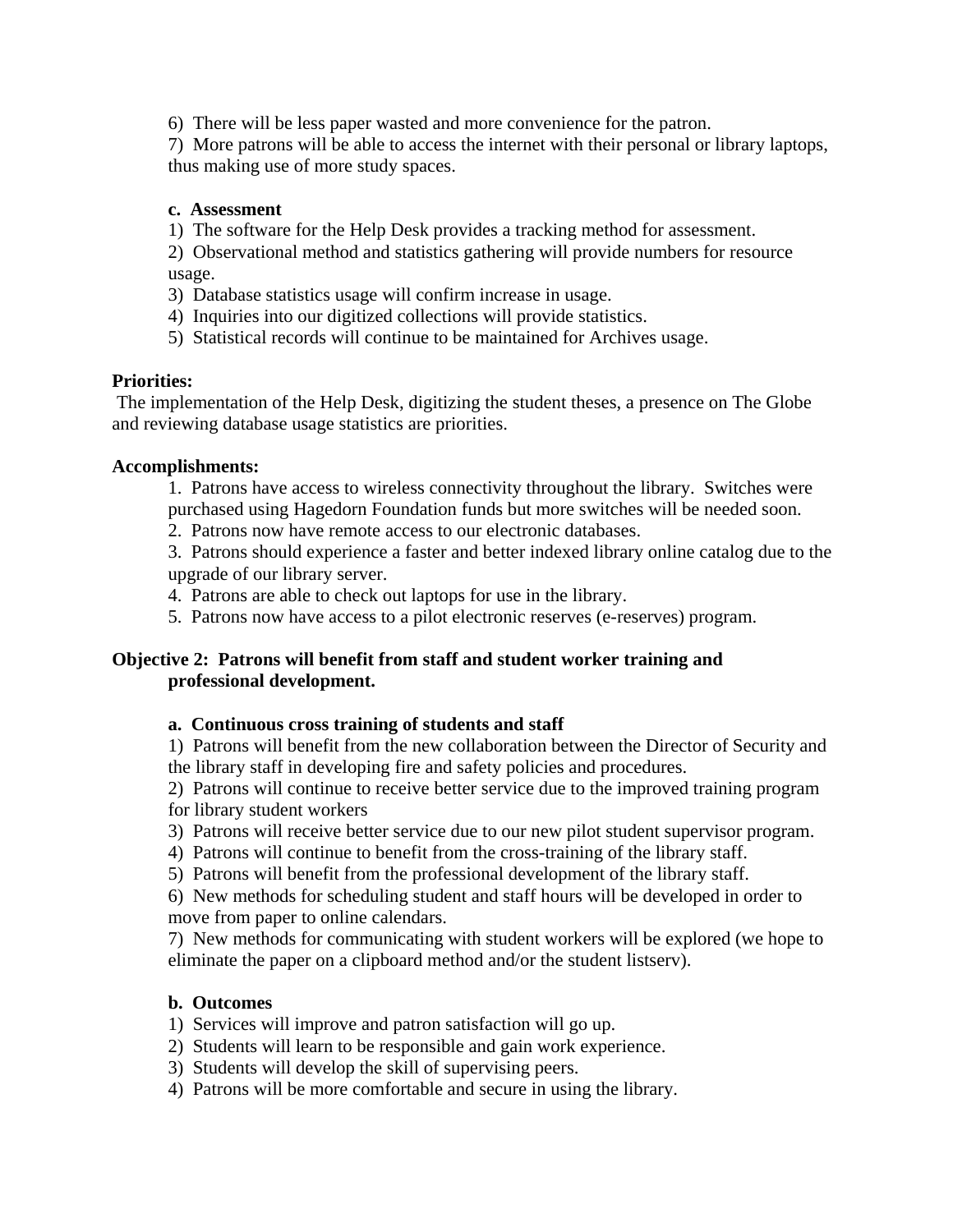6) There will be less paper wasted and more convenience for the patron.
7) More patrons will be able to access the internet with their personal or library laptops, thus making use of more study spaces.

**c. Assessment**

1) The software for the Help Desk provides a tracking method for assessment.
2) Observational method and statistics gathering will provide numbers for resource usage.
3) Database statistics usage will confirm increase in usage.
4) Inquiries into our digitized collections will provide statistics.
5) Statistical records will continue to be maintained for Archives usage.

**Priorities:**

The implementation of the Help Desk, digitizing the student theses, a presence on The Globe and reviewing database usage statistics are priorities.

**Accomplishments:**

1. Patrons have access to wireless connectivity throughout the library. Switches were purchased using Hagedorn Foundation funds but more switches will be needed soon.
2. Patrons now have remote access to our electronic databases.
3. Patrons should experience a faster and better indexed library online catalog due to the upgrade of our library server.
4. Patrons are able to check out laptops for use in the library.
5. Patrons now have access to a pilot electronic reserves (e-reserves) program.

**Objective 2: Patrons will benefit from staff and student worker training and professional development.**

**a. Continuous cross training of students and staff**

1) Patrons will benefit from the new collaboration between the Director of Security and the library staff in developing fire and safety policies and procedures.
2) Patrons will continue to receive better service due to the improved training program for library student workers
3) Patrons will receive better service due to our new pilot student supervisor program.
4) Patrons will continue to benefit from the cross-training of the library staff.
5) Patrons will benefit from the professional development of the library staff.
6) New methods for scheduling student and staff hours will be developed in order to move from paper to online calendars.
7) New methods for communicating with student workers will be explored (we hope to eliminate the paper on a clipboard method and/or the student listserv).

**b. Outcomes**

1) Services will improve and patron satisfaction will go up.
2) Students will learn to be responsible and gain work experience.
3) Students will develop the skill of supervising peers.
4) Patrons will be more comfortable and secure in using the library.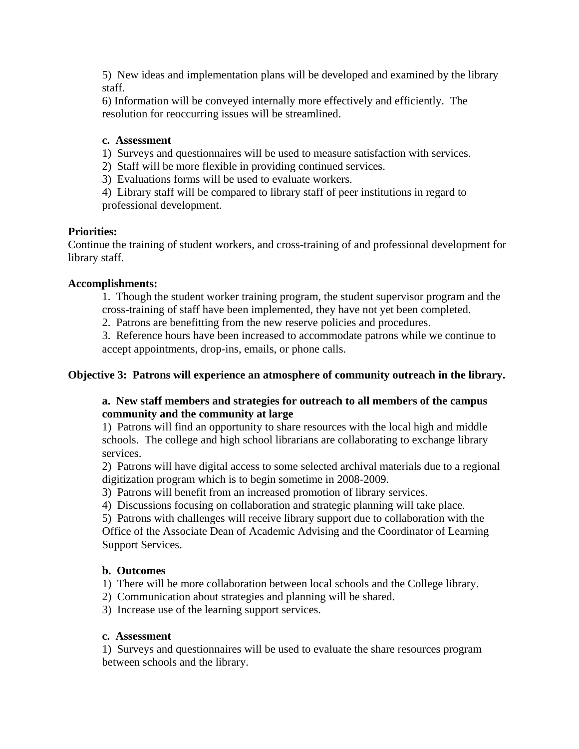5) New ideas and implementation plans will be developed and examined by the library staff.
6) Information will be conveyed internally more effectively and efficiently. The resolution for reoccurring issues will be streamlined.

**c. Assessment**

1) Surveys and questionnaires will be used to measure satisfaction with services.
2) Staff will be more flexible in providing continued services.
3) Evaluations forms will be used to evaluate workers.
4) Library staff will be compared to library staff of peer institutions in regard to professional development.

**Priorities:**

Continue the training of student workers, and cross-training of and professional development for library staff.

**Accomplishments:**

1. Though the student worker training program, the student supervisor program and the cross-training of staff have been implemented, they have not yet been completed.
2. Patrons are benefitting from the new reserve policies and procedures.
3. Reference hours have been increased to accommodate patrons while we continue to accept appointments, drop-ins, emails, or phone calls.

**Objective 3: Patrons will experience an atmosphere of community outreach in the library.**

**a. New staff members and strategies for outreach to all members of the campus community and the community at large**

1) Patrons will find an opportunity to share resources with the local high and middle schools. The college and high school librarians are collaborating to exchange library services.
2) Patrons will have digital access to some selected archival materials due to a regional digitization program which is to begin sometime in 2008-2009.
3) Patrons will benefit from an increased promotion of library services.
4) Discussions focusing on collaboration and strategic planning will take place.
5) Patrons with challenges will receive library support due to collaboration with the Office of the Associate Dean of Academic Advising and the Coordinator of Learning Support Services.

**b. Outcomes**

1) There will be more collaboration between local schools and the College library.
2) Communication about strategies and planning will be shared.
3) Increase use of the learning support services.

**c. Assessment**

1) Surveys and questionnaires will be used to evaluate the share resources program between schools and the library.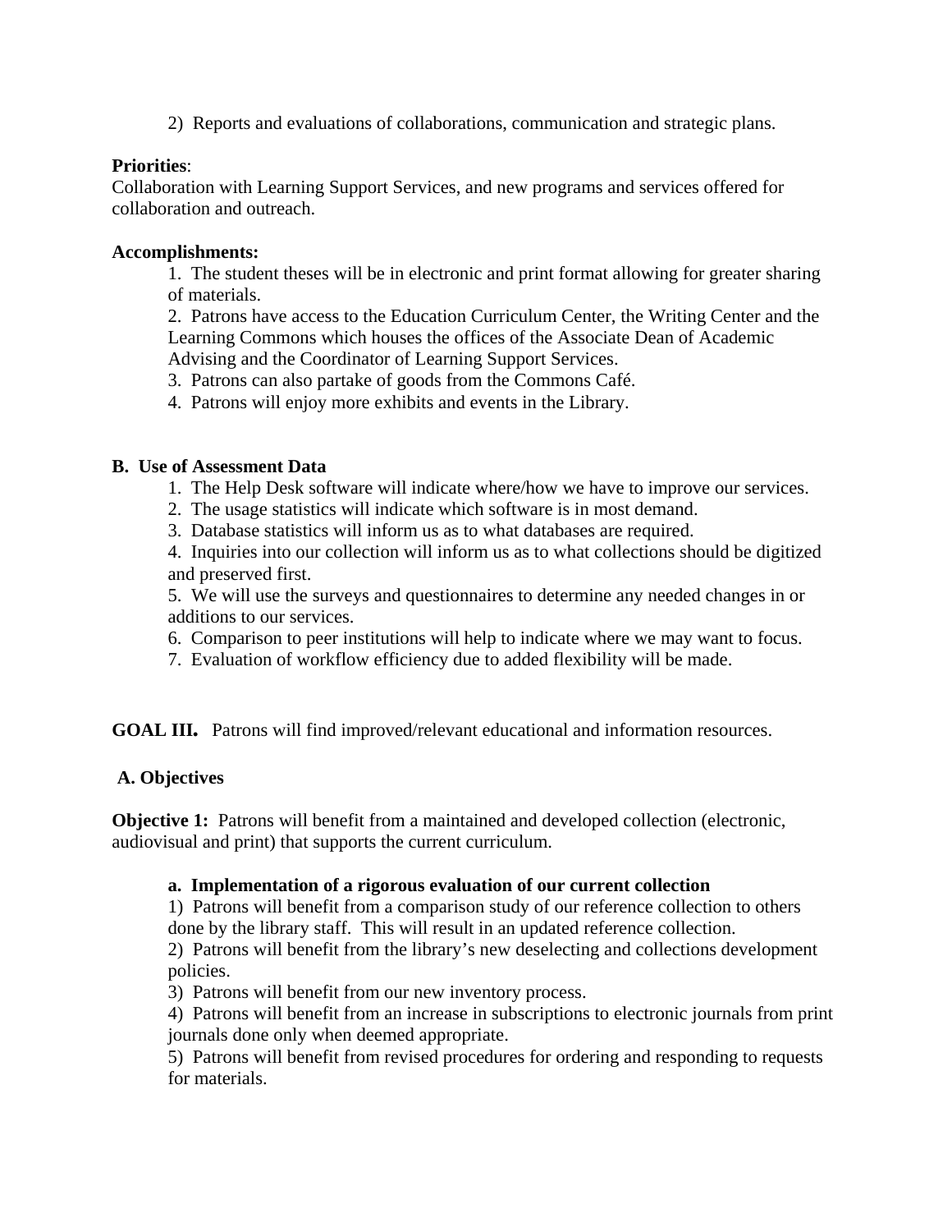2) Reports and evaluations of collaborations, communication and strategic plans.

**Priorities**:
Collaboration with Learning Support Services, and new programs and services offered for collaboration and outreach.

**Accomplishments:**

1. The student theses will be in electronic and print format allowing for greater sharing of materials.
2. Patrons have access to the Education Curriculum Center, the Writing Center and the Learning Commons which houses the offices of the Associate Dean of Academic Advising and the Coordinator of Learning Support Services.
3. Patrons can also partake of goods from the Commons Café.
4. Patrons will enjoy more exhibits and events in the Library.

**B. Use of Assessment Data**

1. The Help Desk software will indicate where/how we have to improve our services.
2. The usage statistics will indicate which software is in most demand.
3. Database statistics will inform us as to what databases are required.
4. Inquiries into our collection will inform us as to what collections should be digitized and preserved first.
5. We will use the surveys and questionnaires to determine any needed changes in or additions to our services.
6. Comparison to peer institutions will help to indicate where we may want to focus.
7. Evaluation of workflow efficiency due to added flexibility will be made.

**GOAL III.** Patrons will find improved/relevant educational and information resources.

**A. Objectives**

**Objective 1:** Patrons will benefit from a maintained and developed collection (electronic, audiovisual and print) that supports the current curriculum.

**a. Implementation of a rigorous evaluation of our current collection**

1) Patrons will benefit from a comparison study of our reference collection to others done by the library staff. This will result in an updated reference collection.

2) Patrons will benefit from the library's new deselecting and collections development policies.

3) Patrons will benefit from our new inventory process.

4) Patrons will benefit from an increase in subscriptions to electronic journals from print journals done only when deemed appropriate.

5) Patrons will benefit from revised procedures for ordering and responding to requests for materials.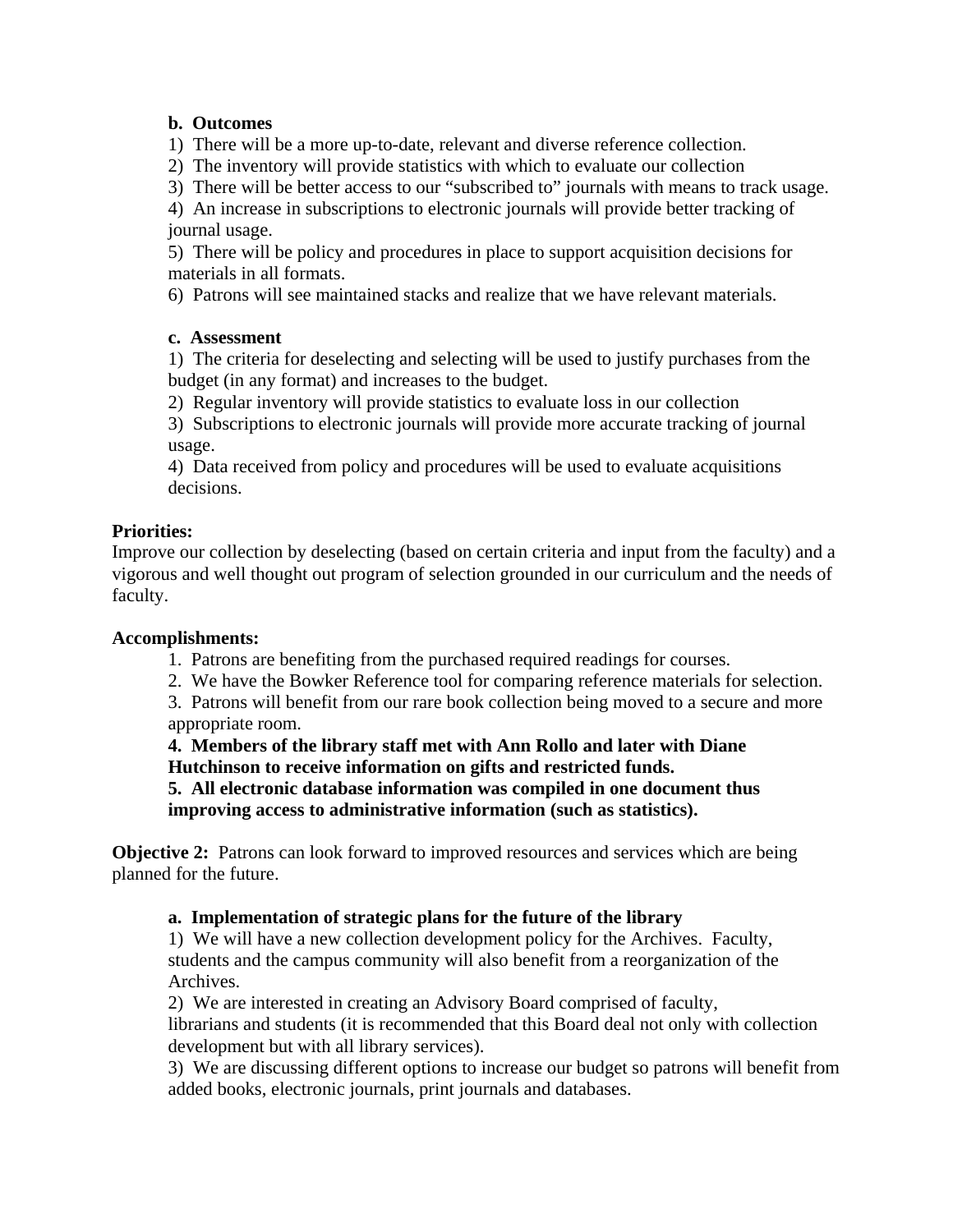**b. Outcomes**

1) There will be a more up-to-date, relevant and diverse reference collection.
2) The inventory will provide statistics with which to evaluate our collection
3) There will be better access to our "subscribed to" journals with means to track usage.
4) An increase in subscriptions to electronic journals will provide better tracking of journal usage.
5) There will be policy and procedures in place to support acquisition decisions for materials in all formats.
6) Patrons will see maintained stacks and realize that we have relevant materials.

**c. Assessment**

1) The criteria for deselecting and selecting will be used to justify purchases from the budget (in any format) and increases to the budget.
2) Regular inventory will provide statistics to evaluate loss in our collection
3) Subscriptions to electronic journals will provide more accurate tracking of journal usage.
4) Data received from policy and procedures will be used to evaluate acquisitions decisions.

**Priorities:**
Improve our collection by deselecting (based on certain criteria and input from the faculty) and a vigorous and well thought out program of selection grounded in our curriculum and the needs of faculty.

**Accomplishments:**

1. Patrons are benefiting from the purchased required readings for courses.
2. We have the Bowker Reference tool for comparing reference materials for selection.
3. Patrons will benefit from our rare book collection being moved to a secure and more appropriate room.
4. **Members of the library staff met with Ann Rollo and later with Diane Hutchinson to receive information on gifts and restricted funds.**
5. **All electronic database information was compiled in one document thus improving access to administrative information (such as statistics).**

**Objective 2:** Patrons can look forward to improved resources and services which are being planned for the future.

**a. Implementation of strategic plans for the future of the library**

1) We will have a new collection development policy for the Archives. Faculty, students and the campus community will also benefit from a reorganization of the Archives.
2) We are interested in creating an Advisory Board comprised of faculty, librarians and students (it is recommended that this Board deal not only with collection development but with all library services).
3) We are discussing different options to increase our budget so patrons will benefit from added books, electronic journals, print journals and databases.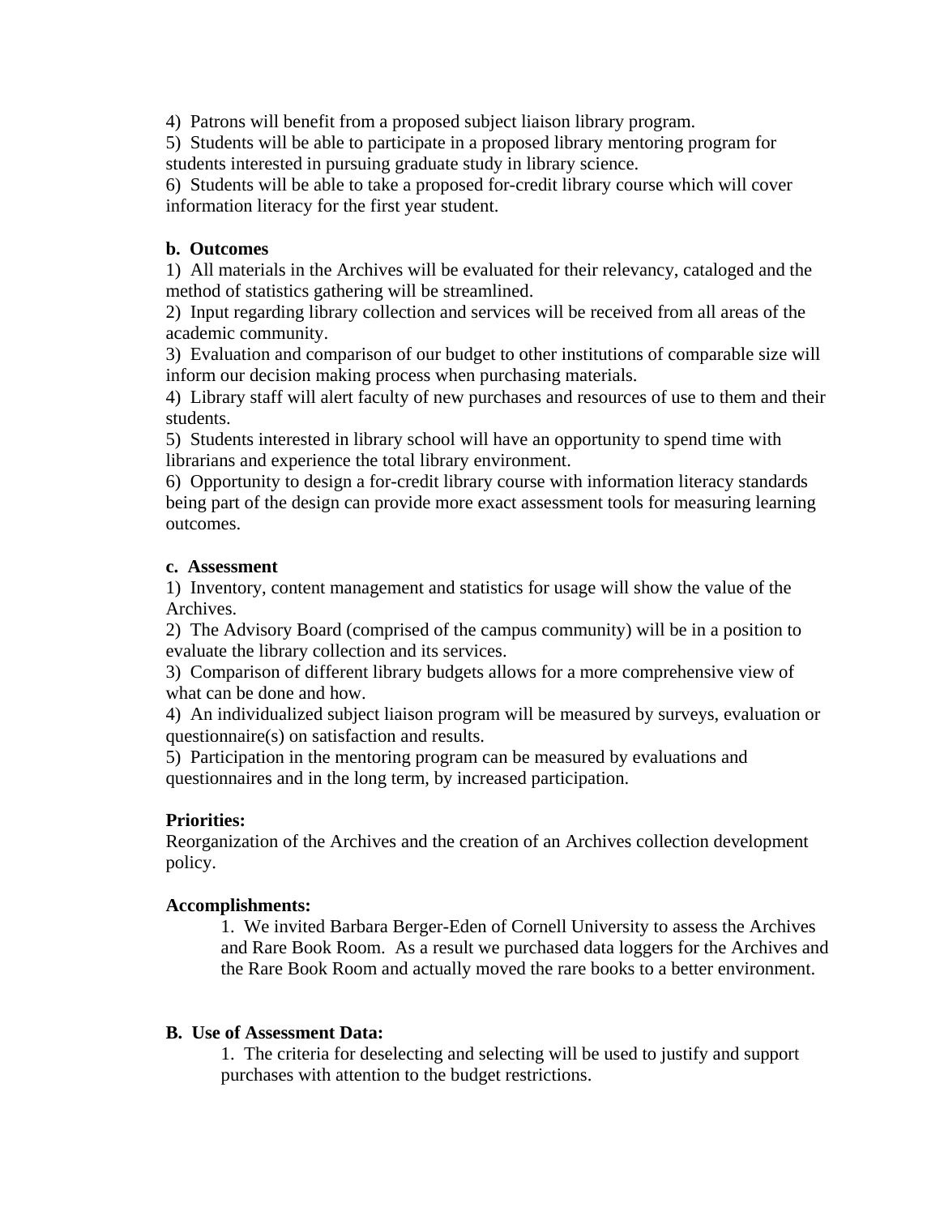4) Patrons will benefit from a proposed subject liaison library program.
5) Students will be able to participate in a proposed library mentoring program for students interested in pursuing graduate study in library science.
6) Students will be able to take a proposed for-credit library course which will cover information literacy for the first year student.

**b. Outcomes**

1) All materials in the Archives will be evaluated for their relevancy, cataloged and the method of statistics gathering will be streamlined.
2) Input regarding library collection and services will be received from all areas of the academic community.
3) Evaluation and comparison of our budget to other institutions of comparable size will inform our decision making process when purchasing materials.
4) Library staff will alert faculty of new purchases and resources of use to them and their students.
5) Students interested in library school will have an opportunity to spend time with librarians and experience the total library environment.
6) Opportunity to design a for-credit library course with information literacy standards being part of the design can provide more exact assessment tools for measuring learning outcomes.

**c. Assessment**

1) Inventory, content management and statistics for usage will show the value of the Archives.
2) The Advisory Board (comprised of the campus community) will be in a position to evaluate the library collection and its services.
3) Comparison of different library budgets allows for a more comprehensive view of what can be done and how.
4) An individualized subject liaison program will be measured by surveys, evaluation or questionnaire(s) on satisfaction and results.
5) Participation in the mentoring program can be measured by evaluations and questionnaires and in the long term, by increased participation.

**Priorities:**

Reorganization of the Archives and the creation of an Archives collection development policy.

**Accomplishments:**

1. We invited Barbara Berger-Eden of Cornell University to assess the Archives and Rare Book Room. As a result we purchased data loggers for the Archives and the Rare Book Room and actually moved the rare books to a better environment.

**B. Use of Assessment Data:**

1. The criteria for deselecting and selecting will be used to justify and support purchases with attention to the budget restrictions.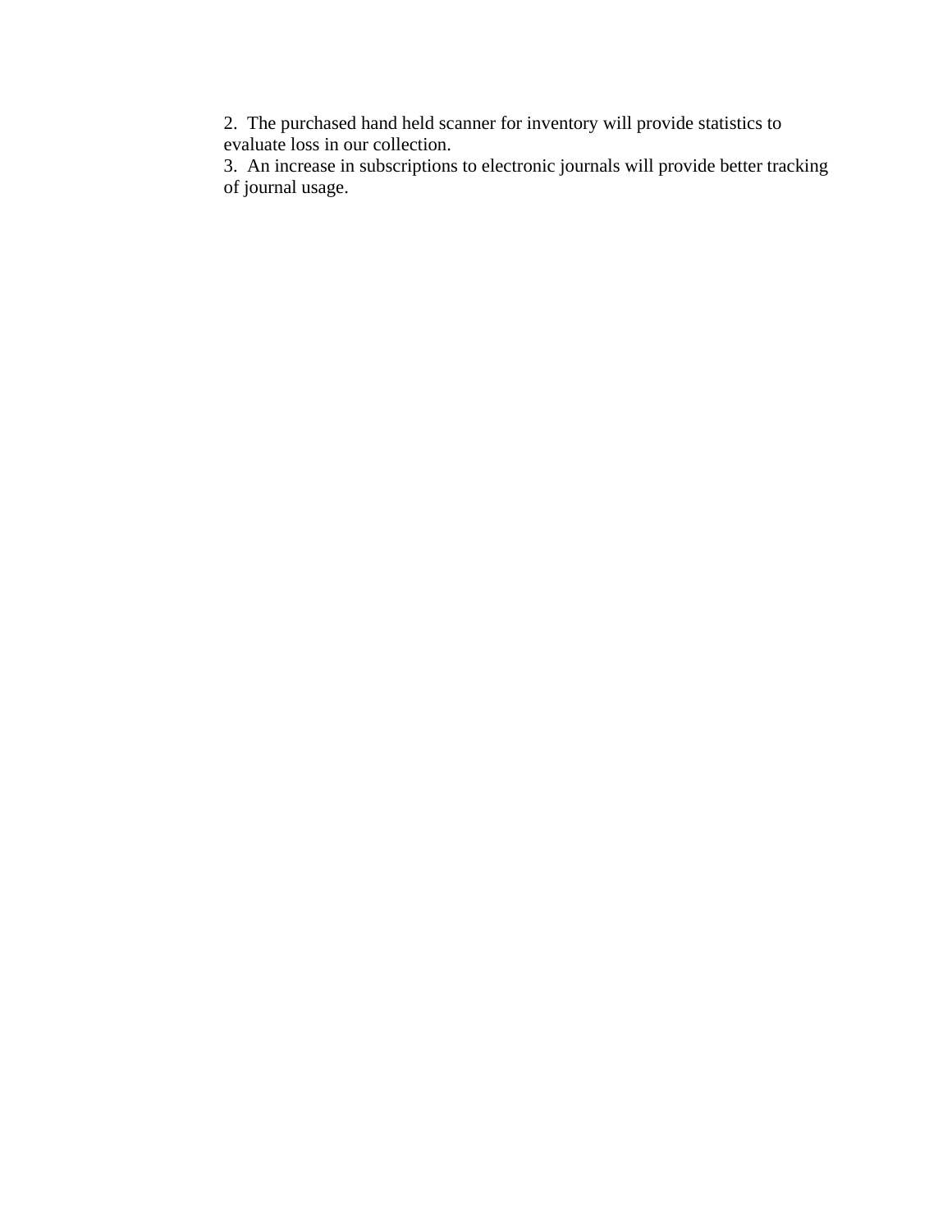2. The purchased hand held scanner for inventory will provide statistics to evaluate loss in our collection.
3. An increase in subscriptions to electronic journals will provide better tracking of journal usage.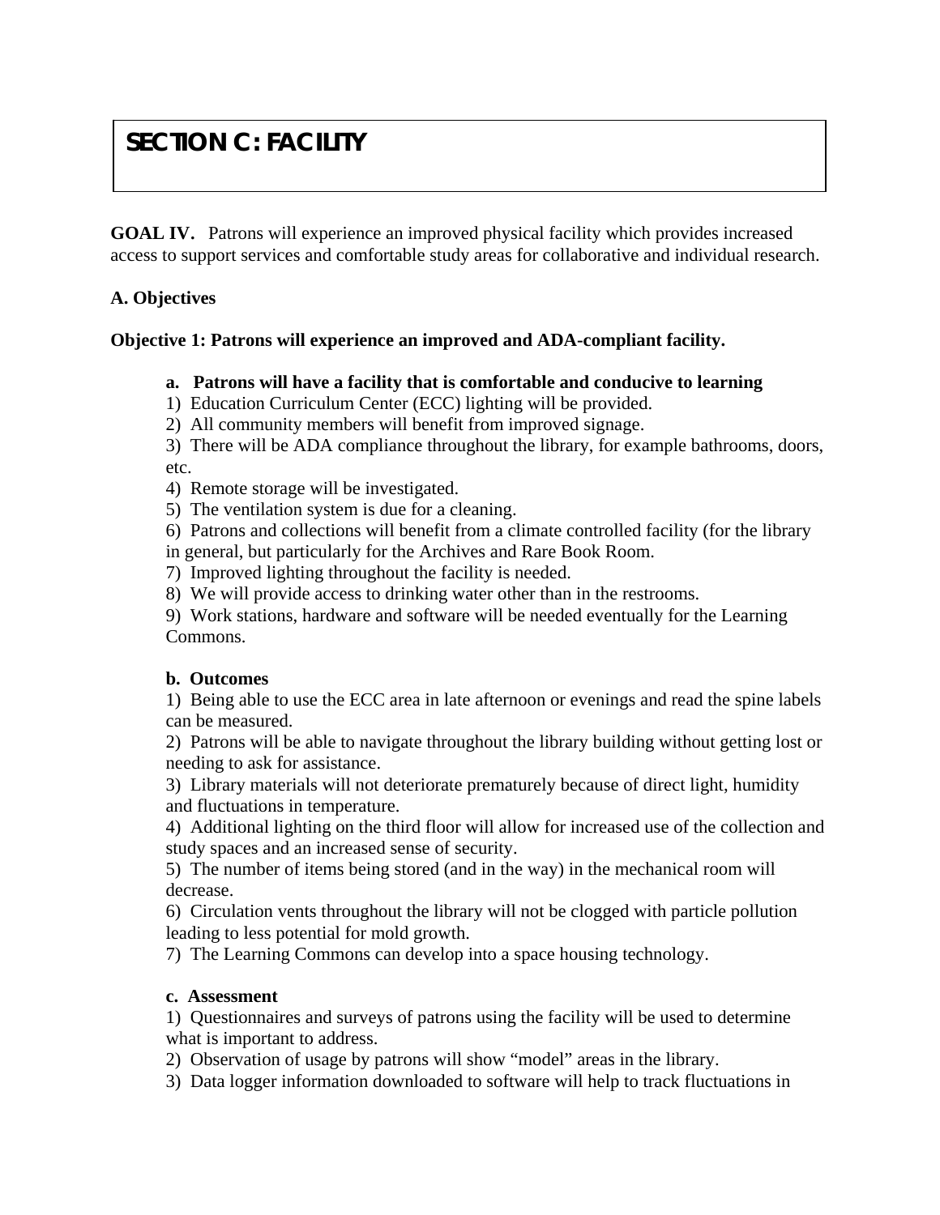# SECTION C: FACILITY

**GOAL IV.** Patrons will experience an improved physical facility which provides increased access to support services and comfortable study areas for collaborative and individual research.

**A. Objectives**

**Objective 1: Patrons will experience an improved and ADA-compliant facility.**

**a. Patrons will have a facility that is comfortable and conducive to learning**

1) Education Curriculum Center (ECC) lighting will be provided.
2) All community members will benefit from improved signage.
3) There will be ADA compliance throughout the library, for example bathrooms, doors, etc.
4) Remote storage will be investigated.
5) The ventilation system is due for a cleaning.
6) Patrons and collections will benefit from a climate controlled facility (for the library in general, but particularly for the Archives and Rare Book Room.
7) Improved lighting throughout the facility is needed.
8) We will provide access to drinking water other than in the restrooms.
9) Work stations, hardware and software will be needed eventually for the Learning Commons.

**b. Outcomes**

1) Being able to use the ECC area in late afternoon or evenings and read the spine labels can be measured.
2) Patrons will be able to navigate throughout the library building without getting lost or needing to ask for assistance.
3) Library materials will not deteriorate prematurely because of direct light, humidity and fluctuations in temperature.
4) Additional lighting on the third floor will allow for increased use of the collection and study spaces and an increased sense of security.
5) The number of items being stored (and in the way) in the mechanical room will decrease.
6) Circulation vents throughout the library will not be clogged with particle pollution leading to less potential for mold growth.
7) The Learning Commons can develop into a space housing technology.

**c. Assessment**

1) Questionnaires and surveys of patrons using the facility will be used to determine what is important to address.
2) Observation of usage by patrons will show "model" areas in the library.
3) Data logger information downloaded to software will help to track fluctuations in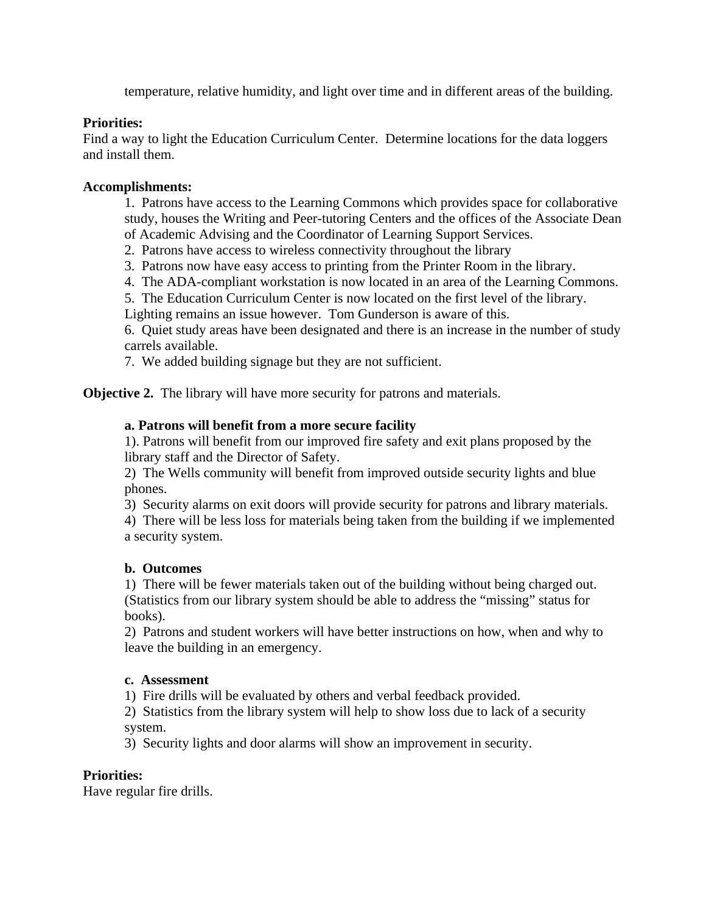temperature, relative humidity, and light over time and in different areas of the building.

**Priorities:**
Find a way to light the Education Curriculum Center. Determine locations for the data loggers and install them.

**Accomplishments:**

1. Patrons have access to the Learning Commons which provides space for collaborative study, houses the Writing and Peer-tutoring Centers and the offices of the Associate Dean of Academic Advising and the Coordinator of Learning Support Services.
2. Patrons have access to wireless connectivity throughout the library
3. Patrons now have easy access to printing from the Printer Room in the library.
4. The ADA-compliant workstation is now located in an area of the Learning Commons.
5. The Education Curriculum Center is now located on the first level of the library. Lighting remains an issue however. Tom Gunderson is aware of this.
6. Quiet study areas have been designated and there is an increase in the number of study carrels available.
7. We added building signage but they are not sufficient.

**Objective 2.** The library will have more security for patrons and materials.

**a. Patrons will benefit from a more secure facility**

1). Patrons will benefit from our improved fire safety and exit plans proposed by the library staff and the Director of Safety.
2) The Wells community will benefit from improved outside security lights and blue phones.
3) Security alarms on exit doors will provide security for patrons and library materials.
4) There will be less loss for materials being taken from the building if we implemented a security system.

**b. Outcomes**

1) There will be fewer materials taken out of the building without being charged out. (Statistics from our library system should be able to address the "missing" status for books).
2) Patrons and student workers will have better instructions on how, when and why to leave the building in an emergency.

**c. Assessment**

1) Fire drills will be evaluated by others and verbal feedback provided.
2) Statistics from the library system will help to show loss due to lack of a security system.
3) Security lights and door alarms will show an improvement in security.

**Priorities:**
Have regular fire drills.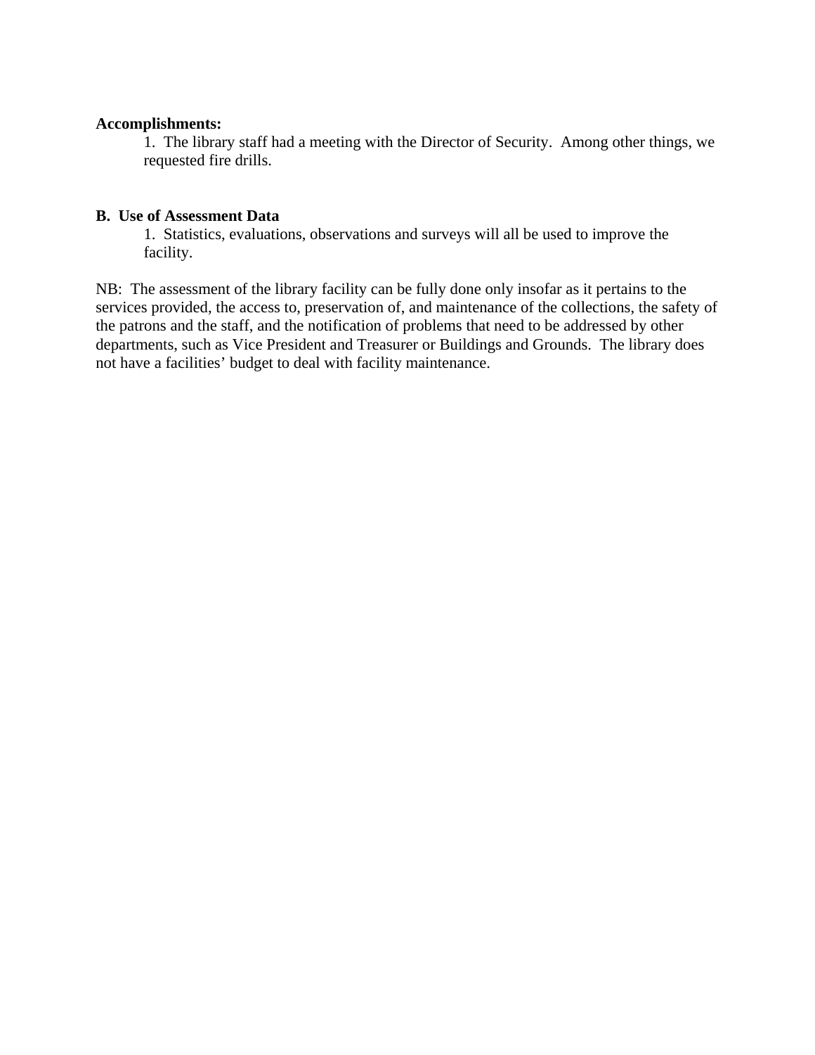**Accomplishments:**

1. The library staff had a meeting with the Director of Security. Among other things, we requested fire drills.

**B. Use of Assessment Data**

1. Statistics, evaluations, observations and surveys will all be used to improve the facility.

NB: The assessment of the library facility can be fully done only insofar as it pertains to the services provided, the access to, preservation of, and maintenance of the collections, the safety of the patrons and the staff, and the notification of problems that need to be addressed by other departments, such as Vice President and Treasurer or Buildings and Grounds. The library does not have a facilities' budget to deal with facility maintenance.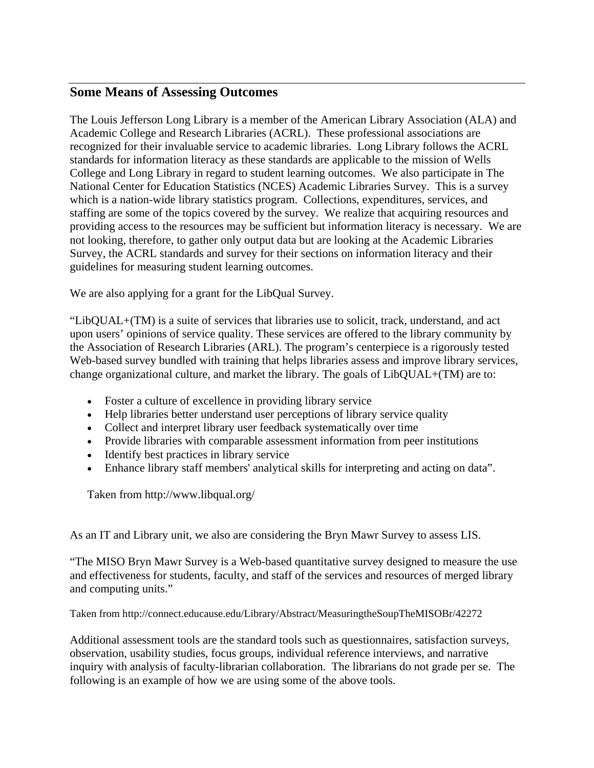## Some Means of Assessing Outcomes

The Louis Jefferson Long Library is a member of the American Library Association (ALA) and Academic College and Research Libraries (ACRL). These professional associations are recognized for their invaluable service to academic libraries. Long Library follows the ACRL standards for information literacy as these standards are applicable to the mission of Wells College and Long Library in regard to student learning outcomes. We also participate in The National Center for Education Statistics (NCES) Academic Libraries Survey. This is a survey which is a nation-wide library statistics program. Collections, expenditures, services, and staffing are some of the topics covered by the survey. We realize that acquiring resources and providing access to the resources may be sufficient but information literacy is necessary. We are not looking, therefore, to gather only output data but are looking at the Academic Libraries Survey, the ACRL standards and survey for their sections on information literacy and their guidelines for measuring student learning outcomes.

We are also applying for a grant for the LibQual Survey.

"LibQUAL+(TM) is a suite of services that libraries use to solicit, track, understand, and act upon users' opinions of service quality. These services are offered to the library community by the Association of Research Libraries (ARL). The program's centerpiece is a rigorously tested Web-based survey bundled with training that helps libraries assess and improve library services, change organizational culture, and market the library. The goals of LibQUAL+(TM) are to:

- Foster a culture of excellence in providing library service
- Help libraries better understand user perceptions of library service quality
- Collect and interpret library user feedback systematically over time
- Provide libraries with comparable assessment information from peer institutions
- Identify best practices in library service
- Enhance library staff members' analytical skills for interpreting and acting on data".

Taken from http://www.libqual.org/

As an IT and Library unit, we also are considering the Bryn Mawr Survey to assess LIS.

"The MISO Bryn Mawr Survey is a Web-based quantitative survey designed to measure the use and effectiveness for students, faculty, and staff of the services and resources of merged library and computing units."

Taken from http://connect.educause.edu/Library/Abstract/MeasuringtheSoupTheMISOBr/42272

Additional assessment tools are the standard tools such as questionnaires, satisfaction surveys, observation, usability studies, focus groups, individual reference interviews, and narrative inquiry with analysis of faculty-librarian collaboration. The librarians do not grade per se. The following is an example of how we are using some of the above tools.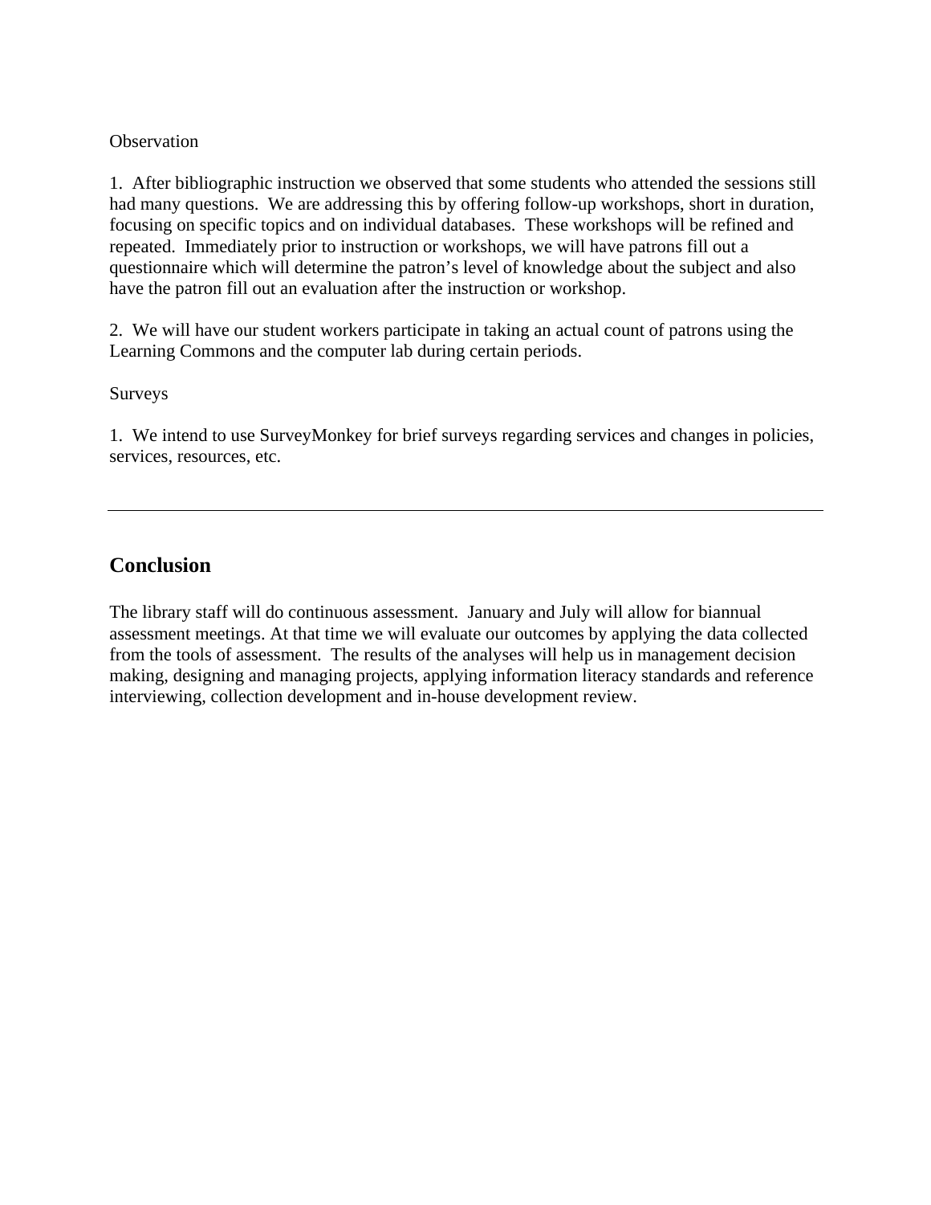Observation

1. After bibliographic instruction we observed that some students who attended the sessions still had many questions. We are addressing this by offering follow-up workshops, short in duration, focusing on specific topics and on individual databases. These workshops will be refined and repeated. Immediately prior to instruction or workshops, we will have patrons fill out a questionnaire which will determine the patron's level of knowledge about the subject and also have the patron fill out an evaluation after the instruction or workshop.

2. We will have our student workers participate in taking an actual count of patrons using the Learning Commons and the computer lab during certain periods.

Surveys

1. We intend to use SurveyMonkey for brief surveys regarding services and changes in policies, services, resources, etc.

---

## Conclusion

The library staff will do continuous assessment. January and July will allow for biannual assessment meetings. At that time we will evaluate our outcomes by applying the data collected from the tools of assessment. The results of the analyses will help us in management decision making, designing and managing projects, applying information literacy standards and reference interviewing, collection development and in-house development review.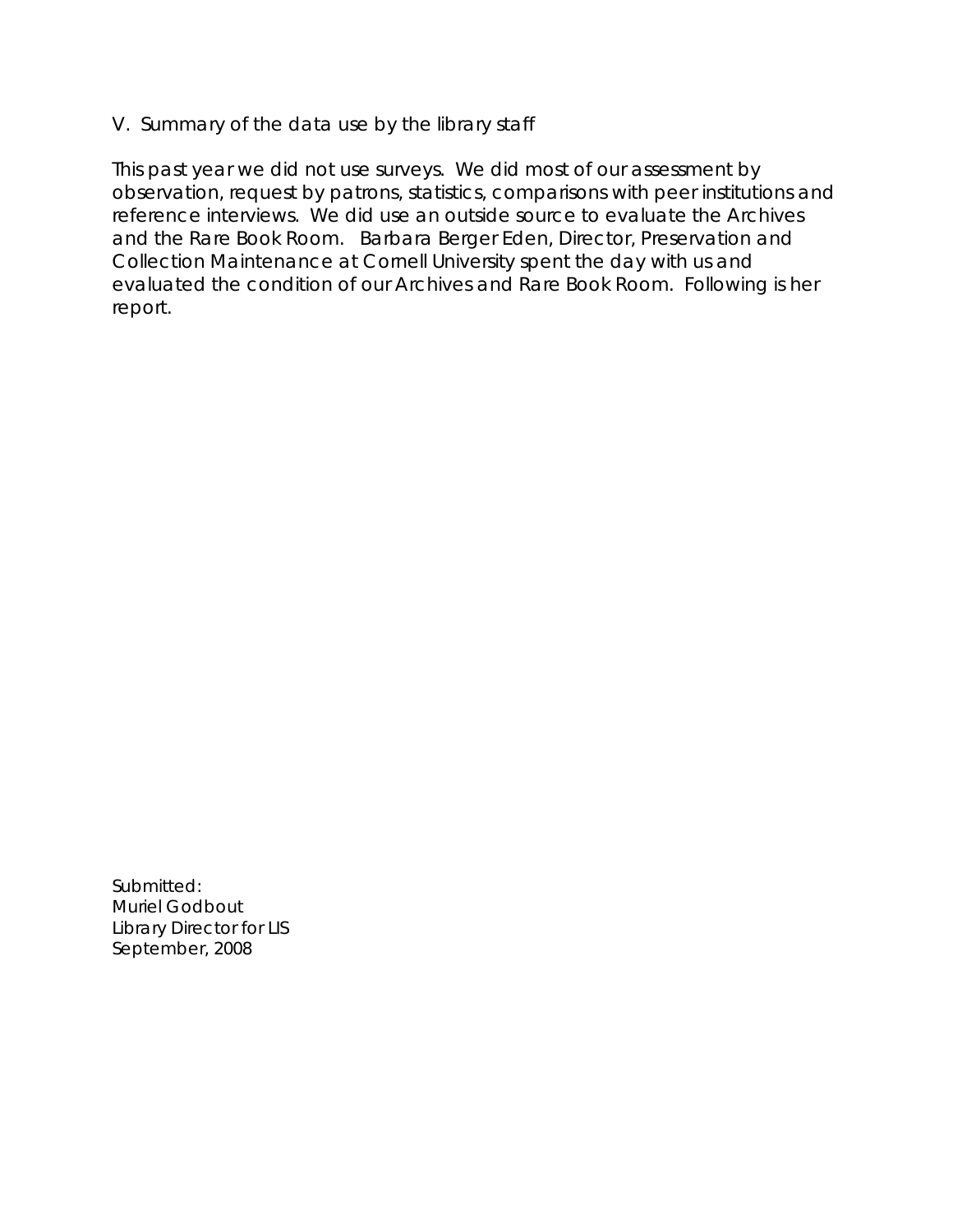## V. Summary of the data use by the library staff

This past year we did not use surveys. We did most of our assessment by observation, request by patrons, statistics, comparisons with peer institutions and reference interviews. We did use an outside source to evaluate the Archives and the Rare Book Room. Barbara Berger Eden, Director, Preservation and Collection Maintenance at Cornell University spent the day with us and evaluated the condition of our Archives and Rare Book Room. Following is her report.

Submitted:
Muriel Godbout
Library Director for LIS
September, 2008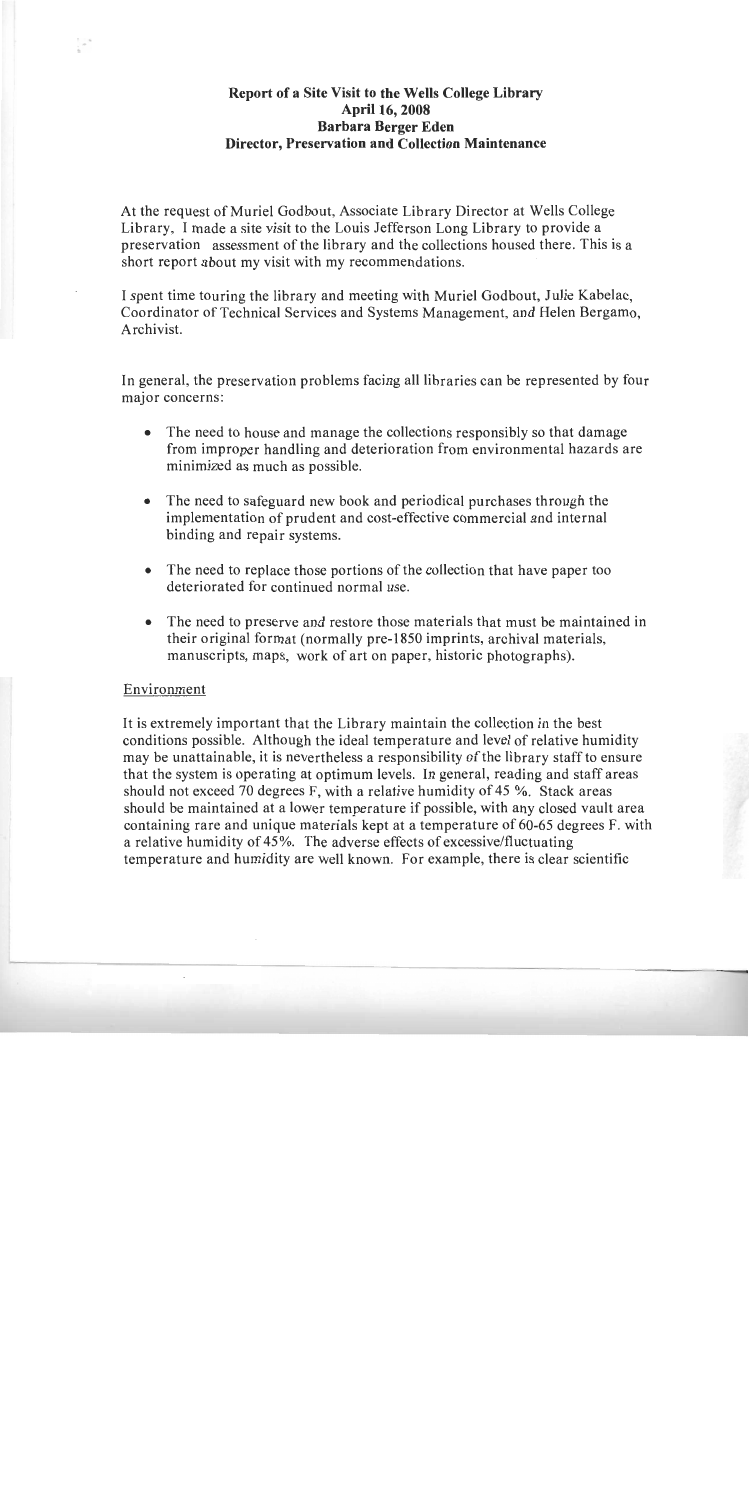**Report of a Site Visit to the Wells College Library**
**April 16, 2008**
**Barbara Berger Eden**
**Director, Preservation and Collection Maintenance**

At the request of Muriel Godbout, Associate Library Director at Wells College Library, I made a site visit to the Louis Jefferson Long Library to provide a preservation assessment of the library and the collections housed there. This is a short report about my visit with my recommendations.

I spent time touring the library and meeting with Muriel Godbout, Julie Kabelac, Coordinator of Technical Services and Systems Management, and Helen Bergamo, Archivist.

In general, the preservation problems facing all libraries can be represented by four major concerns:

- The need to house and manage the collections responsibly so that damage from improper handling and deterioration from environmental hazards are minimized as much as possible.
- The need to safeguard new book and periodical purchases through the implementation of prudent and cost-effective commercial and internal binding and repair systems.
- The need to replace those portions of the collection that have paper too deteriorated for continued normal use.
- The need to preserve and restore those materials that must be maintained in their original format (normally pre-1850 imprints, archival materials, manuscripts, maps, work of art on paper, historic photographs).

<u>Environment</u>

It is extremely important that the Library maintain the collection in the best conditions possible. Although the ideal temperature and level of relative humidity may be unattainable, it is nevertheless a responsibility of the library staff to ensure that the system is operating at optimum levels. In general, reading and staff areas should not exceed 70 degrees F, with a relative humidity of 45 %. Stack areas should be maintained at a lower temperature if possible, with any closed vault area containing rare and unique materials kept at a temperature of 60-65 degrees F. with a relative humidity of 45%. The adverse effects of excessive/fluctuating temperature and humidity are well known. For example, there is clear scientific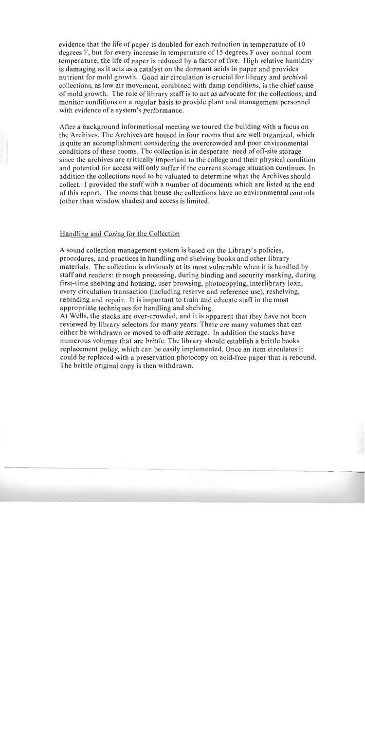evidence that the life of paper is doubled for each reduction in temperature of 10 degrees F, but for every increase in temperature of 15 degrees F over normal room temperature, the life of paper is reduced by a factor of five. High relative humidity is damaging as it acts as a catalyst on the dormant acids in paper and provides nutrient for mold growth. Good air circulation is crucial for library and archival collections, as low air movement, combined with damp conditions, is the chief cause of mold growth. The role of library staff is to act as advocate for the collections, and monitor conditions on a regular basis to provide plant and management personnel with evidence of a system's performance.

After a background informational meeting we toured the building with a focus on the Archives. The Archives are housed in four rooms that are well organized, which is quite an accomplishment considering the overcrowded and poor environmental conditions of these rooms. The collection is in desperate need of off-site storage since the archives are critically important to the college and their physical condition and potential for access will only suffer if the current storage situation continues. In addition the collections need to be valuated to determine what the Archives should collect. I provided the staff with a number of documents which are listed at the end of this report. The rooms that house the collections have no environmental controls (other than window shades) and access is limited.

## Handling and Caring for the Collection

A sound collection management system is based on the Library's policies, procedures, and practices in handling and shelving books and other library materials. The collection is obviously at its most vulnerable when it is handled by staff and readers: through processing, during binding and security marking, during first-time shelving and housing, user browsing, photocopying, interlibrary loan, every circulation transaction (including reserve and reference use), reshelving, rebinding and repair. It is important to train and educate staff in the most appropriate techniques for handling and shelving.

At Wells, the stacks are over-crowded, and it is apparent that they have not been reviewed by library selectors for many years. There are many volumes that can either be withdrawn or moved to off-site storage. In addition the stacks have numerous volumes that are brittle. The library should establish a brittle books replacement policy, which can be easily implemented. Once an item circulates it could be replaced with a preservation photocopy on acid-free paper that is rebound. The brittle original copy is then withdrawn.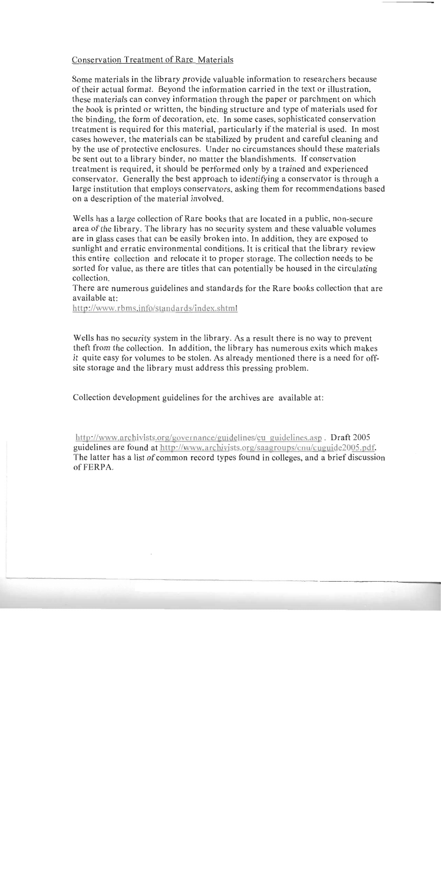## Conservation Treatment of Rare Materials

Some materials in the library provide valuable information to researchers because of their actual format. Beyond the information carried in the text or illustration, these materials can convey information through the paper or parchment on which the book is printed or written, the binding structure and type of materials used for the binding, the form of decoration, etc. In some cases, sophisticated conservation treatment is required for this material, particularly if the material is used. In most cases however, the materials can be stabilized by prudent and careful cleaning and by the use of protective enclosures. Under no circumstances should these materials be sent out to a library binder, no matter the blandishments. If conservation treatment is required, it should be performed only by a trained and experienced conservator. Generally the best approach to identifying a conservator is through a large institution that employs conservators, asking them for recommendations based on a description of the material involved.

Wells has a large collection of Rare books that are located in a public, non-secure area of the library. The library has no security system and these valuable volumes are in glass cases that can be easily broken into. In addition, they are exposed to sunlight and erratic environmental conditions. It is critical that the library review this entire collection and relocate it to proper storage. The collection needs to be sorted for value, as there are titles that can potentially be housed in the circulating collection.

There are numerous guidelines and standards for the Rare books collection that are available at:

http://www.rbms.info/standards/index.shtml

Wells has no security system in the library. As a result there is no way to prevent theft from the collection. In addition, the library has numerous exits which makes it quite easy for volumes to be stolen. As already mentioned there is a need for off-site storage and the library must address this pressing problem.

Collection development guidelines for the archives are available at:

http://www.archivists.org/governance/guidelines/cu_guidelines.asp . Draft 2005 guidelines are found at http://www.archivists.org/saagroups/cnu/cuguide2005.pdf. The latter has a list of common record types found in colleges, and a brief discussion of FERPA.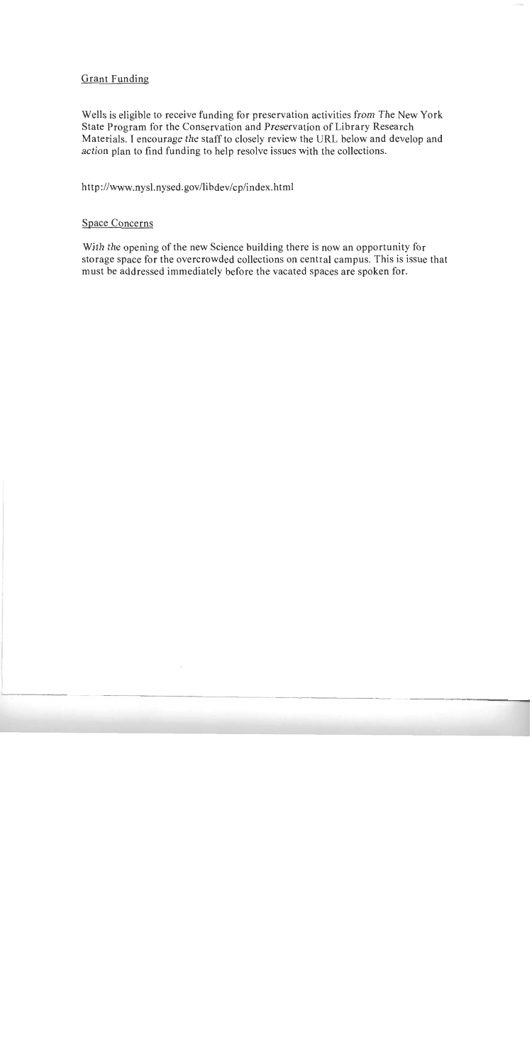Grant Funding

Wells is eligible to receive funding for preservation activities from The New York State Program for the Conservation and Preservation of Library Research Materials. I encourage the staff to closely review the URL below and develop and action plan to find funding to help resolve issues with the collections.

http://www.nysl.nysed.gov/libdev/cp/index.html

Space Concerns

With the opening of the new Science building there is now an opportunity for storage space for the overcrowded collections on central campus. This is issue that must be addressed immediately before the vacated spaces are spoken for.